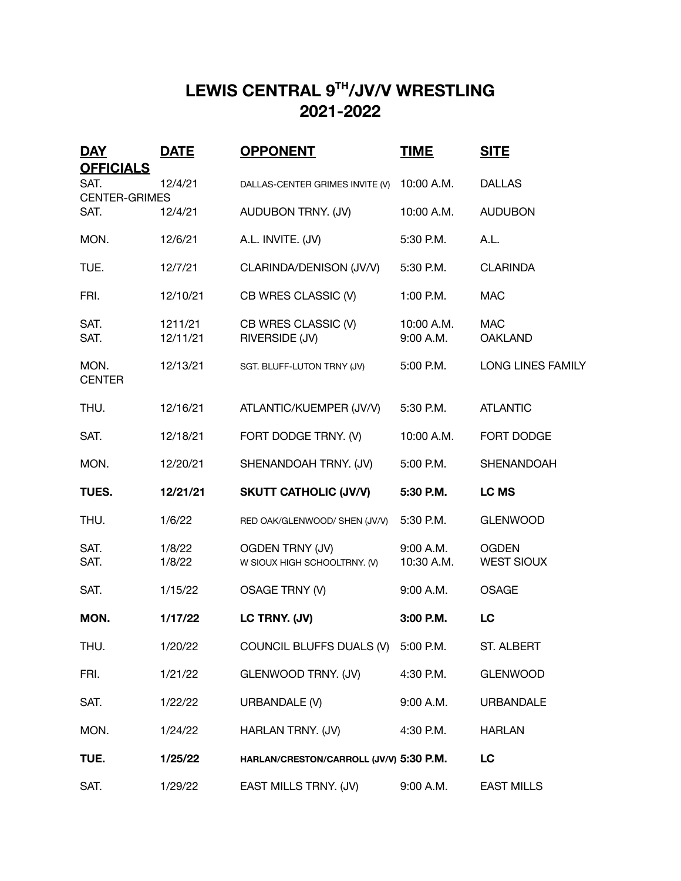# LEWIS CENTRAL 9TH/JV/V WRESTLING
# 2021-2022

| **DAY** | **DATE** | **OPPONENT** | **TIME** | **SITE** | **OFFICIALS** |
|---|---|---|---|---|---|
| SAT. | 12/4/21 | DALLAS-CENTER GRIMES INVITE (V) | 10:00 A.M. | DALLAS CENTER-GRIMES | |
| SAT. | 12/4/21 | AUDUBON TRNY. (JV) | 10:00 A.M. | AUDUBON | |
| MON. | 12/6/21 | A.L. INVITE. (JV) | 5:30 P.M. | A.L. | |
| TUE. | 12/7/21 | CLARINDA/DENISON (JV/V) | 5:30 P.M. | CLARINDA | |
| FRI. | 12/10/21 | CB WRES CLASSIC (V) | 1:00 P.M. | MAC | |
| SAT. | 1211/21 | CB WRES CLASSIC (V) | 10:00 A.M. | MAC | |
| SAT. | 12/11/21 | RIVERSIDE (JV) | 9:00 A.M. | OAKLAND | |
| MON. | 12/13/21 | SGT. BLUFF-LUTON TRNY (JV) | 5:00 P.M. | LONG LINES FAMILY CENTER | |
| THU. | 12/16/21 | ATLANTIC/KUEMPER (JV/V) | 5:30 P.M. | ATLANTIC | |
| SAT. | 12/18/21 | FORT DODGE TRNY. (V) | 10:00 A.M. | FORT DODGE | |
| MON. | 12/20/21 | SHENANDOAH TRNY. (JV) | 5:00 P.M. | SHENANDOAH | |
| **TUES.** | **12/21/21** | **SKUTT CATHOLIC (JV/V)** | **5:30 P.M.** | **LC MS** | |
| THU. | 1/6/22 | RED OAK/GLENWOOD/ SHEN (JV/V) | 5:30 P.M. | GLENWOOD | |
| SAT. | 1/8/22 | OGDEN TRNY (JV) | 9:00 A.M. | OGDEN | |
| SAT. | 1/8/22 | W SIOUX HIGH SCHOOLTRNY. (V) | 10:30 A.M. | WEST SIOUX | |
| SAT. | 1/15/22 | OSAGE TRNY (V) | 9:00 A.M. | OSAGE | |
| **MON.** | **1/17/22** | **LC TRNY. (JV)** | **3:00 P.M.** | **LC** | |
| THU. | 1/20/22 | COUNCIL BLUFFS DUALS (V) | 5:00 P.M. | ST. ALBERT | |
| FRI. | 1/21/22 | GLENWOOD TRNY. (JV) | 4:30 P.M. | GLENWOOD | |
| SAT. | 1/22/22 | URBANDALE (V) | 9:00 A.M. | URBANDALE | |
| MON. | 1/24/22 | HARLAN TRNY. (JV) | 4:30 P.M. | HARLAN | |
| **TUE.** | **1/25/22** | **HARLAN/CRESTON/CARROLL (JV/V)** | **5:30 P.M.** | **LC** | |
| SAT. | 1/29/22 | EAST MILLS TRNY. (JV) | 9:00 A.M. | EAST MILLS | |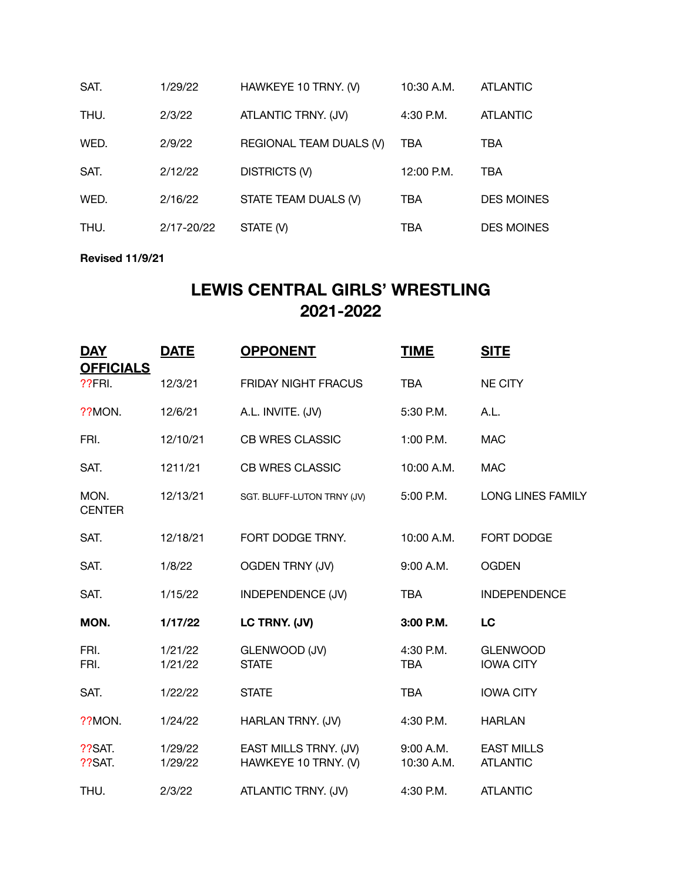| | | | | |
|---|---|---|---|---|
| SAT. | 1/29/22 | HAWKEYE 10 TRNY. (V) | 10:30 A.M. | ATLANTIC |
| THU. | 2/3/22 | ATLANTIC TRNY. (JV) | 4:30 P.M. | ATLANTIC |
| WED. | 2/9/22 | REGIONAL TEAM DUALS (V) | TBA | TBA |
| SAT. | 2/12/22 | DISTRICTS (V) | 12:00 P.M. | TBA |
| WED. | 2/16/22 | STATE TEAM DUALS (V) | TBA | DES MOINES |
| THU. | 2/17-20/22 | STATE (V) | TBA | DES MOINES |

**Revised 11/9/21**

# LEWIS CENTRAL GIRLS' WRESTLING 2021-2022

| DAY OFFICIALS | DATE | OPPONENT | TIME | SITE |
|---|---|---|---|---|
| ??FRI. | 12/3/21 | FRIDAY NIGHT FRACUS | TBA | NE CITY |
| ??MON. | 12/6/21 | A.L. INVITE. (JV) | 5:30 P.M. | A.L. |
| FRI. | 12/10/21 | CB WRES CLASSIC | 1:00 P.M. | MAC |
| SAT. | 1211/21 | CB WRES CLASSIC | 10:00 A.M. | MAC |
| MON. | 12/13/21 | SGT. BLUFF-LUTON TRNY (JV) | 5:00 P.M. | LONG LINES FAMILY CENTER |
| SAT. | 12/18/21 | FORT DODGE TRNY. | 10:00 A.M. | FORT DODGE |
| SAT. | 1/8/22 | OGDEN TRNY (JV) | 9:00 A.M. | OGDEN |
| SAT. | 1/15/22 | INDEPENDENCE (JV) | TBA | INDEPENDENCE |
| **MON.** | **1/17/22** | **LC TRNY. (JV)** | **3:00 P.M.** | **LC** |
| FRI. | 1/21/22 | GLENWOOD (JV) | 4:30 P.M. | GLENWOOD |
| FRI. | 1/21/22 | STATE | TBA | IOWA CITY |
| SAT. | 1/22/22 | STATE | TBA | IOWA CITY |
| ??MON. | 1/24/22 | HARLAN TRNY. (JV) | 4:30 P.M. | HARLAN |
| ??SAT. | 1/29/22 | EAST MILLS TRNY. (JV) | 9:00 A.M. | EAST MILLS |
| ??SAT. | 1/29/22 | HAWKEYE 10 TRNY. (V) | 10:30 A.M. | ATLANTIC |
| THU. | 2/3/22 | ATLANTIC TRNY. (JV) | 4:30 P.M. | ATLANTIC |